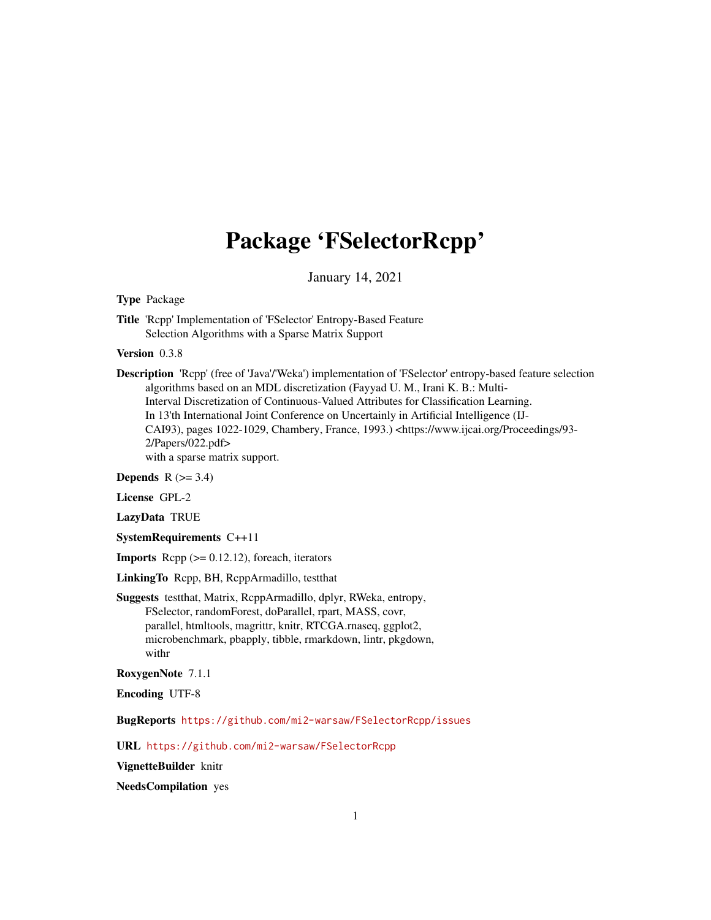# Package 'FSelectorRcpp'

January 14, 2021

**Type** Package

**Title** 'Rcpp' Implementation of 'FSelector' Entropy-Based Feature Selection Algorithms with a Sparse Matrix Support

**Version** 0.3.8

**Description** 'Rcpp' (free of 'Java'/'Weka') implementation of 'FSelector' entropy-based feature selection algorithms based on an MDL discretization (Fayyad U. M., Irani K. B.: Multi-Interval Discretization of Continuous-Valued Attributes for Classification Learning. In 13'th International Joint Conference on Uncertainly in Artificial Intelligence (IJCAI93), pages 1022-1029, Chambery, France, 1993.) <https://www.ijcai.org/Proceedings/93-2/Papers/022.pdf> with a sparse matrix support.

**Depends** R (>= 3.4)

**License** GPL-2

**LazyData** TRUE

**SystemRequirements** C++11

**Imports** Rcpp (>= 0.12.12), foreach, iterators

**LinkingTo** Rcpp, BH, RcppArmadillo, testthat

**Suggests** testthat, Matrix, RcppArmadillo, dplyr, RWeka, entropy, FSelector, randomForest, doParallel, rpart, MASS, covr, parallel, htmltools, magrittr, knitr, RTCGA.rnaseq, ggplot2, microbenchmark, pbapply, tibble, rmarkdown, lintr, pkgdown, withr

**RoxygenNote** 7.1.1

**Encoding** UTF-8

**BugReports** https://github.com/mi2-warsaw/FSelectorRcpp/issues

**URL** https://github.com/mi2-warsaw/FSelectorRcpp

**VignetteBuilder** knitr

**NeedsCompilation** yes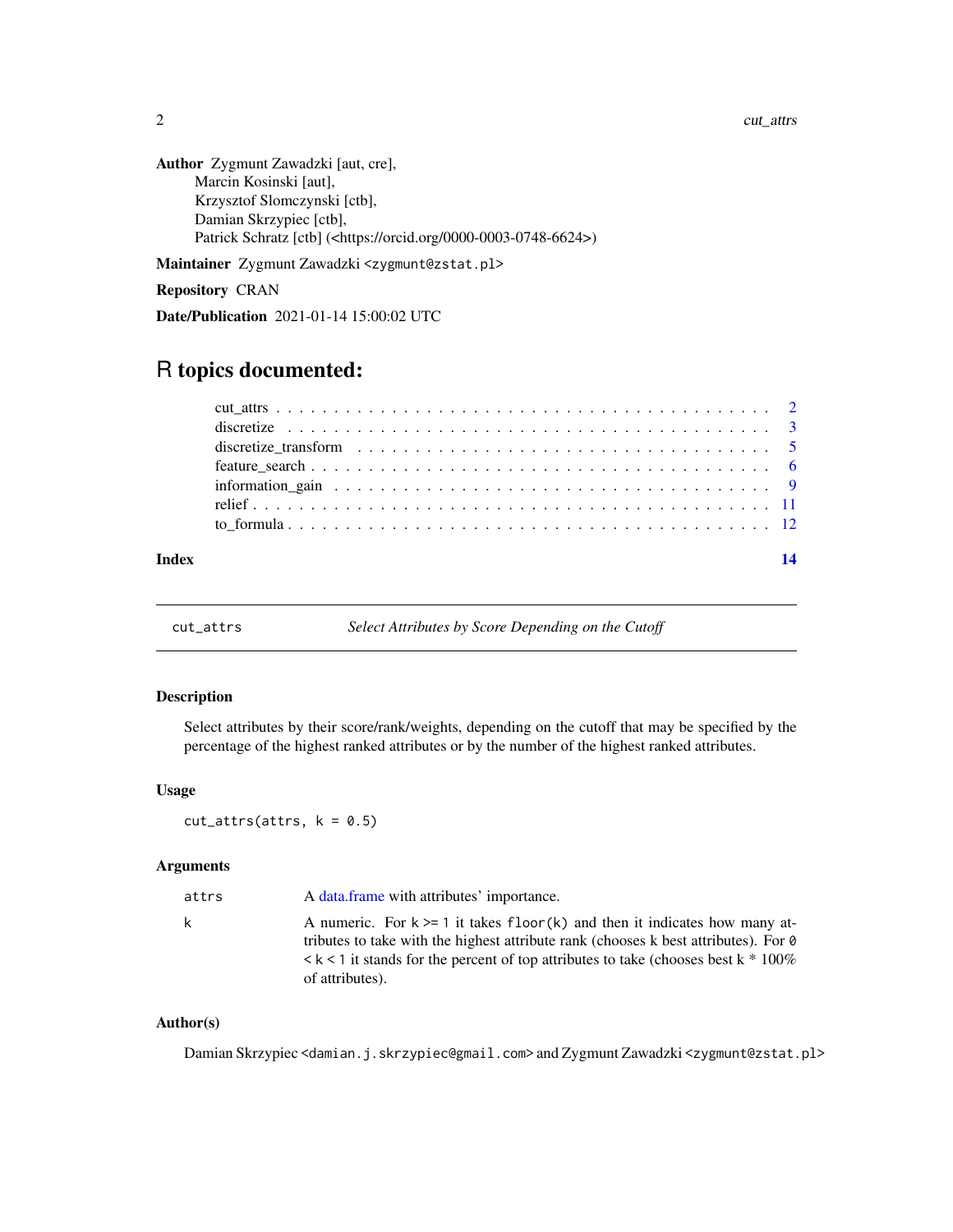**Author** Zygmunt Zawadzki [aut, cre],
Marcin Kosinski [aut],
Krzysztof Slomczynski [ctb],
Damian Skrzypiec [ctb],
Patrick Schratz [ctb] (<https://orcid.org/0000-0003-0748-6624>)

**Maintainer** Zygmunt Zawadzki <zygmunt@zstat.pl>

**Repository** CRAN

**Date/Publication** 2021-01-14 15:00:02 UTC

# R topics documented:

| | |
|---|---|
| cut_attrs | 2 |
| discretize | 3 |
| discretize_transform | 5 |
| feature_search | 6 |
| information_gain | 9 |
| relief | 11 |
| to_formula | 12 |
| **Index** | **14** |

---

## cut_attrs — *Select Attributes by Score Depending on the Cutoff*

### Description

Select attributes by their score/rank/weights, depending on the cutoff that may be specified by the percentage of the highest ranked attributes or by the number of the highest ranked attributes.

### Usage

```
cut_attrs(attrs, k = 0.5)
```

### Arguments

| | |
|---|---|
| attrs | A data.frame with attributes' importance. |
| k | A numeric. For k >= 1 it takes floor(k) and then it indicates how many attributes to take with the highest attribute rank (chooses k best attributes). For 0 < k < 1 it stands for the percent of top attributes to take (chooses best k * 100% of attributes). |

### Author(s)

Damian Skrzypiec <damian.j.skrzypiec@gmail.com> and Zygmunt Zawadzki <zygmunt@zstat.pl>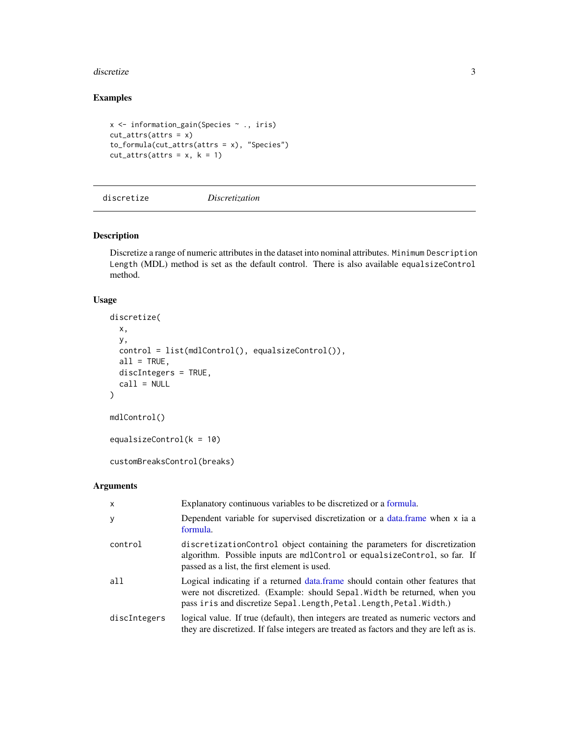## Examples

```
x <- information_gain(Species ~ ., iris)
cut_attrs(attrs = x)
to_formula(cut_attrs(attrs = x), "Species")
cut_attrs(attrs = x, k = 1)
```

---

## discretize — *Discretization*

### Description

Discretize a range of numeric attributes in the dataset into nominal attributes. `Minimum Description Length` (MDL) method is set as the default control. There is also available `equalsizeControl` method.

### Usage

```
discretize(
  x,
  y,
  control = list(mdlControl(), equalsizeControl()),
  all = TRUE,
  discIntegers = TRUE,
  call = NULL
)

mdlControl()

equalsizeControl(k = 10)

customBreaksControl(breaks)
```

### Arguments

| | |
|---|---|
| `x` | Explanatory continuous variables to be discretized or a formula. |
| `y` | Dependent variable for supervised discretization or a data.frame when `x` ia a formula. |
| `control` | `discretizationControl` object containing the parameters for discretization algorithm. Possible inputs are `mdlControl` or `equalsizeControl`, so far. If passed as a list, the first element is used. |
| `all` | Logical indicating if a returned data.frame should contain other features that were not discretized. (Example: should `Sepal.Width` be returned, when you pass `iris` and discretize `Sepal.Length,Petal.Length,Petal.Width`.) |
| `discIntegers` | logical value. If true (default), then integers are treated as numeric vectors and they are discretized. If false integers are treated as factors and they are left as is. |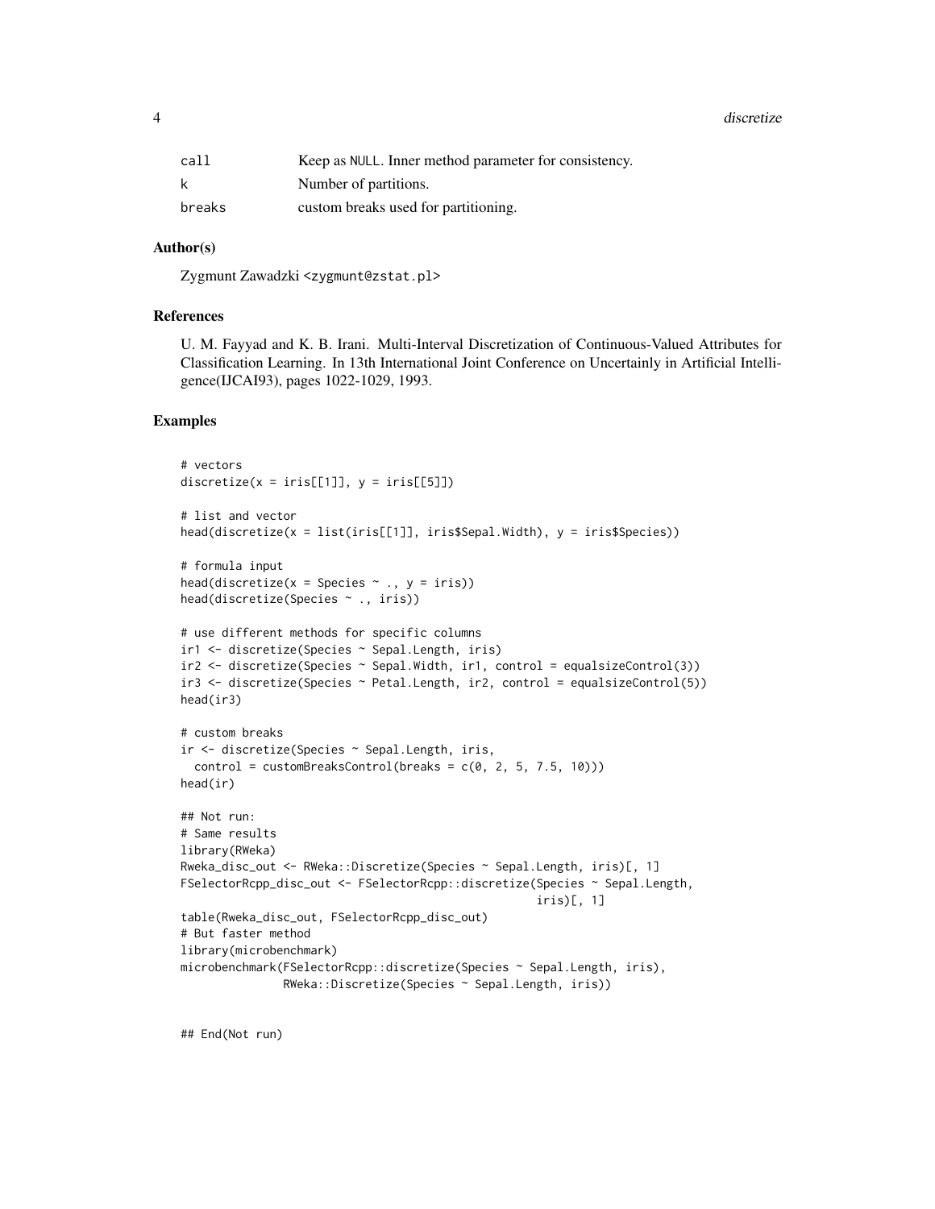| | |
|---|---|
| call | Keep as NULL. Inner method parameter for consistency. |
| k | Number of partitions. |
| breaks | custom breaks used for partitioning. |

### Author(s)

Zygmunt Zawadzki <zygmunt@zstat.pl>

### References

U. M. Fayyad and K. B. Irani. Multi-Interval Discretization of Continuous-Valued Attributes for Classification Learning. In 13th International Joint Conference on Uncertainly in Artificial Intelligence(IJCAI93), pages 1022-1029, 1993.

### Examples

```
# vectors
discretize(x = iris[[1]], y = iris[[5]])

# list and vector
head(discretize(x = list(iris[[1]], iris$Sepal.Width), y = iris$Species))

# formula input
head(discretize(x = Species ~ ., y = iris))
head(discretize(Species ~ ., iris))

# use different methods for specific columns
ir1 <- discretize(Species ~ Sepal.Length, iris)
ir2 <- discretize(Species ~ Sepal.Width, ir1, control = equalsizeControl(3))
ir3 <- discretize(Species ~ Petal.Length, ir2, control = equalsizeControl(5))
head(ir3)

# custom breaks
ir <- discretize(Species ~ Sepal.Length, iris,
  control = customBreaksControl(breaks = c(0, 2, 5, 7.5, 10)))
head(ir)

## Not run:
# Same results
library(RWeka)
Rweka_disc_out <- RWeka::Discretize(Species ~ Sepal.Length, iris)[, 1]
FSelectorRcpp_disc_out <- FSelectorRcpp::discretize(Species ~ Sepal.Length,
                                                    iris)[, 1]
table(Rweka_disc_out, FSelectorRcpp_disc_out)
# But faster method
library(microbenchmark)
microbenchmark(FSelectorRcpp::discretize(Species ~ Sepal.Length, iris),
               RWeka::Discretize(Species ~ Sepal.Length, iris))


## End(Not run)
```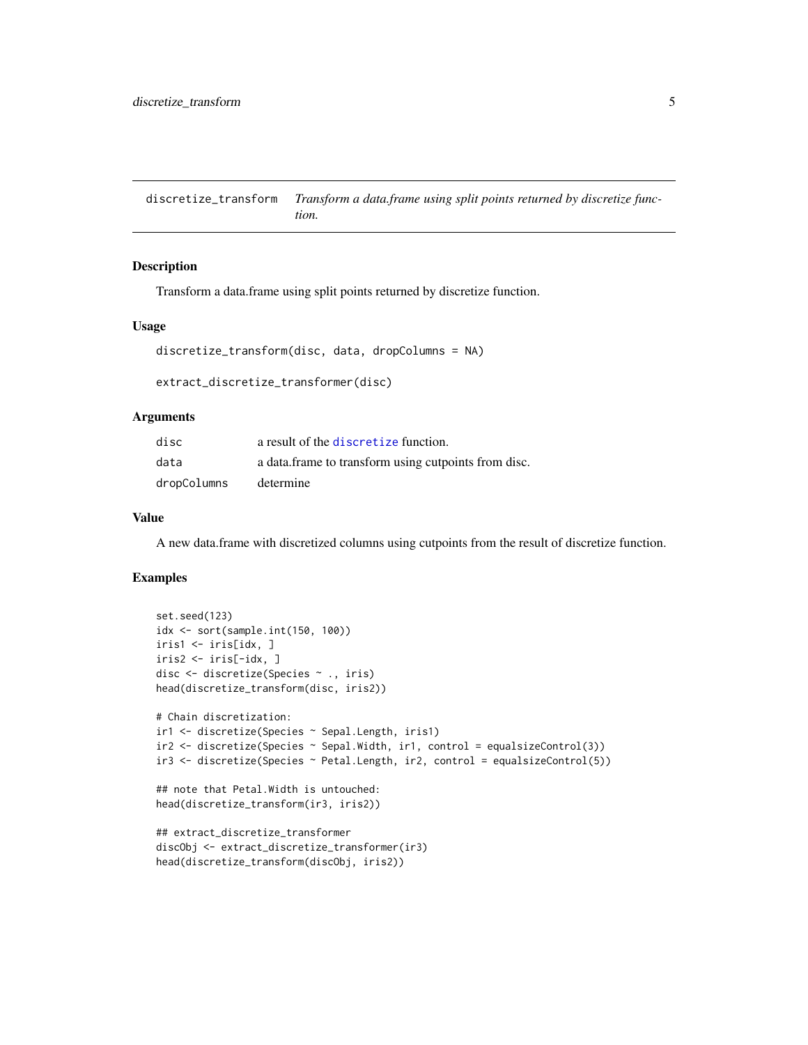# discretize_transform

*Transform a data.frame using split points returned by discretize function.*

## Description

Transform a data.frame using split points returned by discretize function.

## Usage

```
discretize_transform(disc, data, dropColumns = NA)

extract_discretize_transformer(disc)
```

## Arguments

| | |
|---|---|
| disc | a result of the discretize function. |
| data | a data.frame to transform using cutpoints from disc. |
| dropColumns | determine |

## Value

A new data.frame with discretized columns using cutpoints from the result of discretize function.

## Examples

```
set.seed(123)
idx <- sort(sample.int(150, 100))
iris1 <- iris[idx, ]
iris2 <- iris[-idx, ]
disc <- discretize(Species ~ ., iris)
head(discretize_transform(disc, iris2))

# Chain discretization:
ir1 <- discretize(Species ~ Sepal.Length, iris1)
ir2 <- discretize(Species ~ Sepal.Width, ir1, control = equalsizeControl(3))
ir3 <- discretize(Species ~ Petal.Length, ir2, control = equalsizeControl(5))

## note that Petal.Width is untouched:
head(discretize_transform(ir3, iris2))

## extract_discretize_transformer
discObj <- extract_discretize_transformer(ir3)
head(discretize_transform(discObj, iris2))
```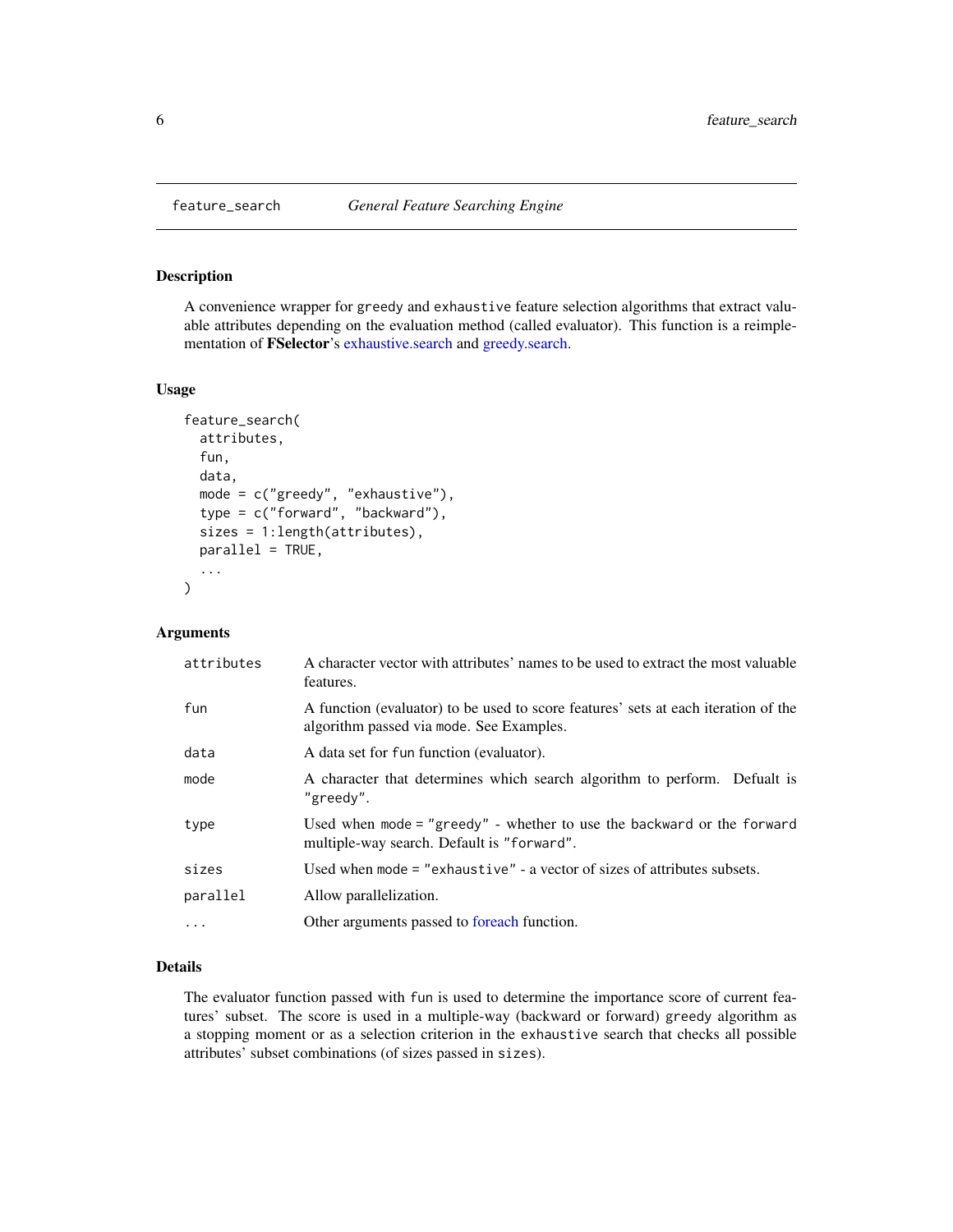## feature_search    *General Feature Searching Engine*

### Description

A convenience wrapper for `greedy` and `exhaustive` feature selection algorithms that extract valuable attributes depending on the evaluation method (called evaluator). This function is a reimplementation of **FSelector**'s exhaustive.search and greedy.search.

### Usage

```
feature_search(
  attributes,
  fun,
  data,
  mode = c("greedy", "exhaustive"),
  type = c("forward", "backward"),
  sizes = 1:length(attributes),
  parallel = TRUE,
  ...
)
```

### Arguments

| | |
|---|---|
| `attributes` | A character vector with attributes' names to be used to extract the most valuable features. |
| `fun` | A function (evaluator) to be used to score features' sets at each iteration of the algorithm passed via `mode`. See Examples. |
| `data` | A data set for `fun` function (evaluator). |
| `mode` | A character that determines which search algorithm to perform. Defualt is `"greedy"`. |
| `type` | Used when `mode = "greedy"` - whether to use the `backward` or the `forward` multiple-way search. Default is `"forward"`. |
| `sizes` | Used when `mode = "exhaustive"` - a vector of sizes of attributes subsets. |
| `parallel` | Allow parallelization. |
| `...` | Other arguments passed to foreach function. |

### Details

The evaluator function passed with `fun` is used to determine the importance score of current features' subset. The score is used in a multiple-way (backward or forward) `greedy` algorithm as a stopping moment or as a selection criterion in the `exhaustive` search that checks all possible attributes' subset combinations (of sizes passed in `sizes`).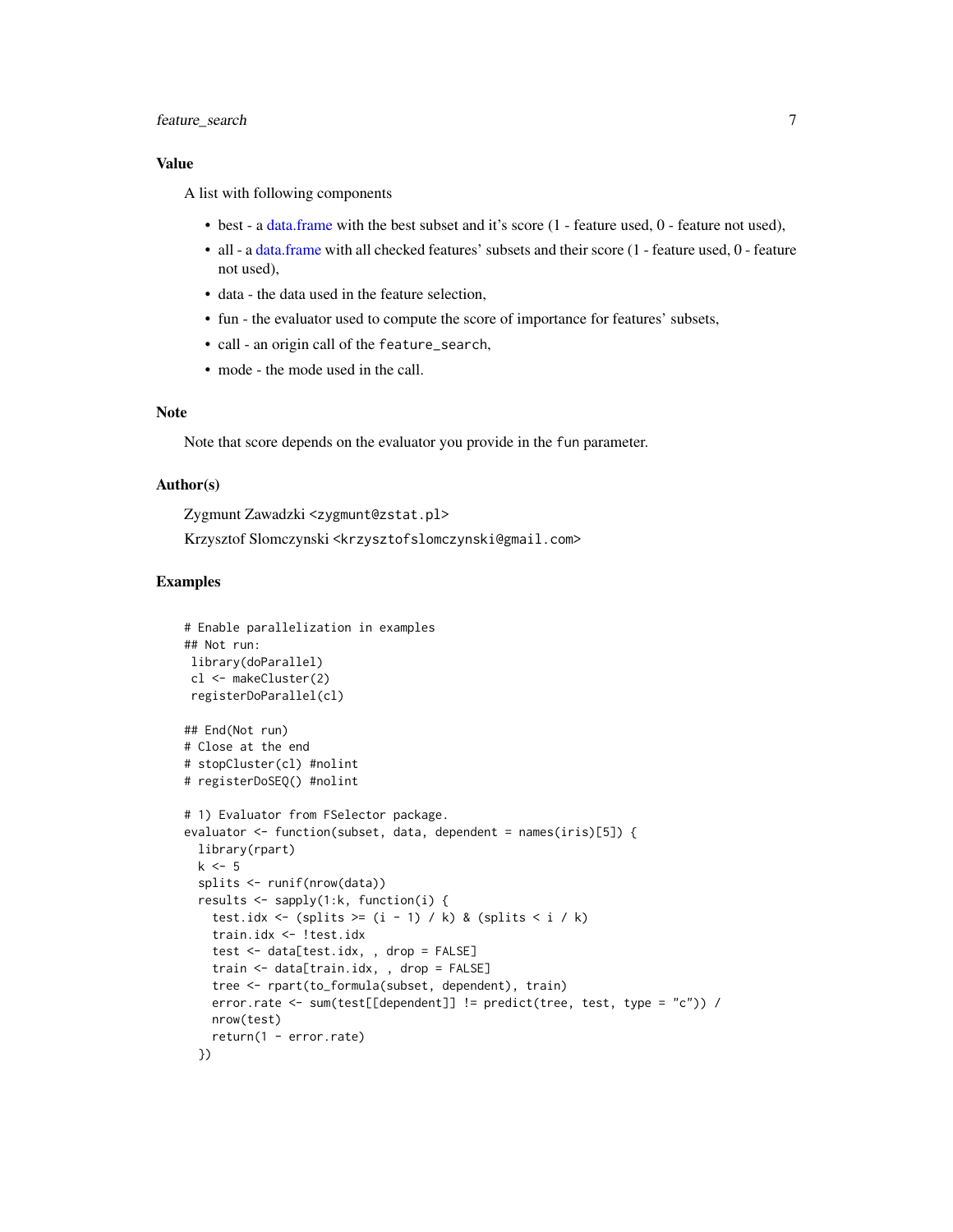## Value

A list with following components

- best - a data.frame with the best subset and it's score (1 - feature used, 0 - feature not used),
- all - a data.frame with all checked features' subsets and their score (1 - feature used, 0 - feature not used),
- data - the data used in the feature selection,
- fun - the evaluator used to compute the score of importance for features' subsets,
- call - an origin call of the `feature_search`,
- mode - the mode used in the call.

## Note

Note that score depends on the evaluator you provide in the `fun` parameter.

## Author(s)

Zygmunt Zawadzki <zygmunt@zstat.pl>

Krzysztof Slomczynski <krzysztofslomczynski@gmail.com>

## Examples

```
# Enable parallelization in examples
## Not run:
 library(doParallel)
 cl <- makeCluster(2)
 registerDoParallel(cl)

## End(Not run)
# Close at the end
# stopCluster(cl) #nolint
# registerDoSEQ() #nolint

# 1) Evaluator from FSelector package.
evaluator <- function(subset, data, dependent = names(iris)[5]) {
  library(rpart)
  k <- 5
  splits <- runif(nrow(data))
  results <- sapply(1:k, function(i) {
    test.idx <- (splits >= (i - 1) / k) & (splits < i / k)
    train.idx <- !test.idx
    test <- data[test.idx, , drop = FALSE]
    train <- data[train.idx, , drop = FALSE]
    tree <- rpart(to_formula(subset, dependent), train)
    error.rate <- sum(test[[dependent]] != predict(tree, test, type = "c")) /
    nrow(test)
    return(1 - error.rate)
  })
```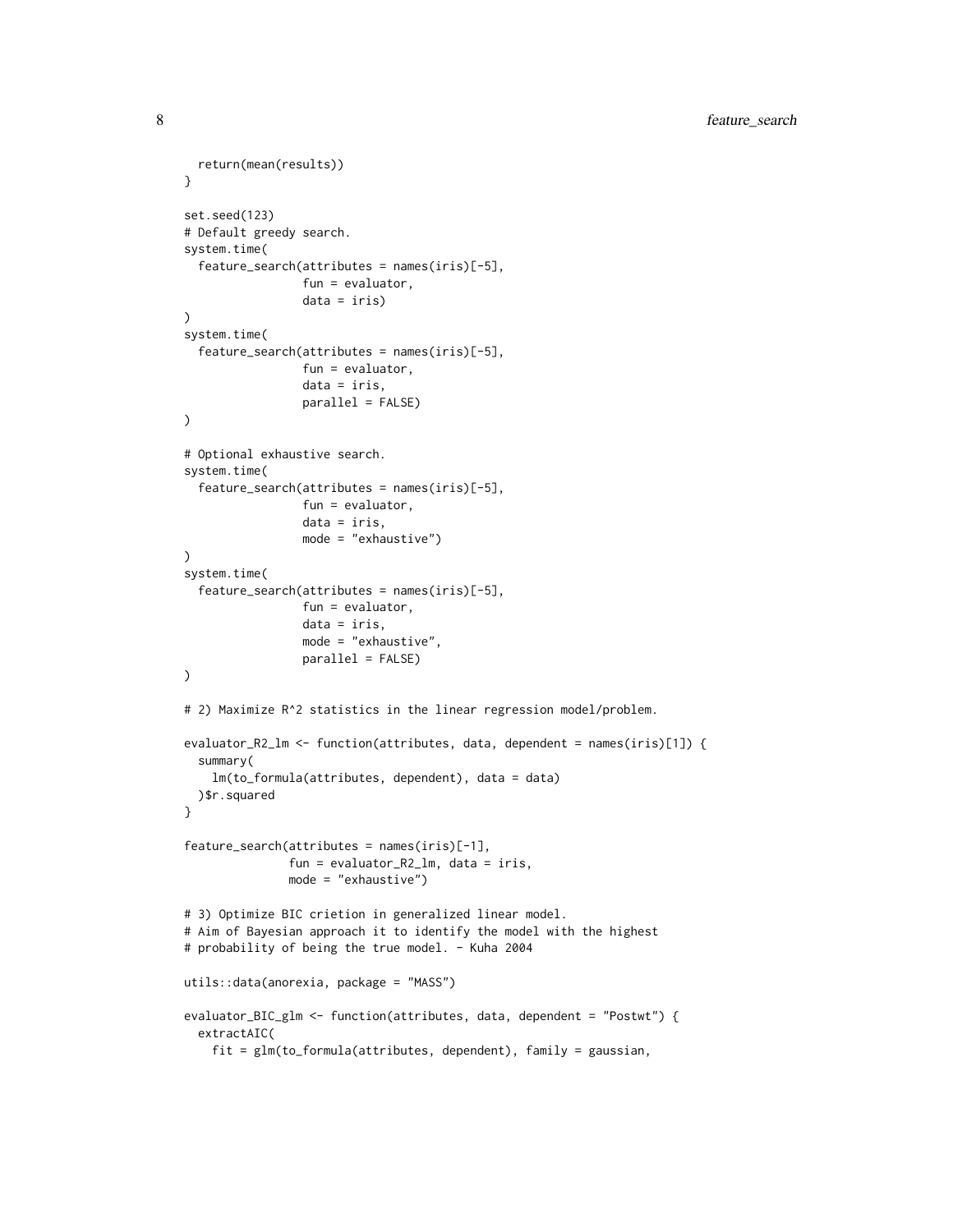```
  return(mean(results))
}

set.seed(123)
# Default greedy search.
system.time(
  feature_search(attributes = names(iris)[-5],
                 fun = evaluator,
                 data = iris)
)
system.time(
  feature_search(attributes = names(iris)[-5],
                 fun = evaluator,
                 data = iris,
                 parallel = FALSE)
)

# Optional exhaustive search.
system.time(
  feature_search(attributes = names(iris)[-5],
                 fun = evaluator,
                 data = iris,
                 mode = "exhaustive")
)
system.time(
  feature_search(attributes = names(iris)[-5],
                 fun = evaluator,
                 data = iris,
                 mode = "exhaustive",
                 parallel = FALSE)
)

# 2) Maximize R^2 statistics in the linear regression model/problem.

evaluator_R2_lm <- function(attributes, data, dependent = names(iris)[1]) {
  summary(
    lm(to_formula(attributes, dependent), data = data)
  )$r.squared
}

feature_search(attributes = names(iris)[-1],
               fun = evaluator_R2_lm, data = iris,
               mode = "exhaustive")

# 3) Optimize BIC crietion in generalized linear model.
# Aim of Bayesian approach it to identify the model with the highest
# probability of being the true model. - Kuha 2004

utils::data(anorexia, package = "MASS")

evaluator_BIC_glm <- function(attributes, data, dependent = "Postwt") {
  extractAIC(
    fit = glm(to_formula(attributes, dependent), family = gaussian,
```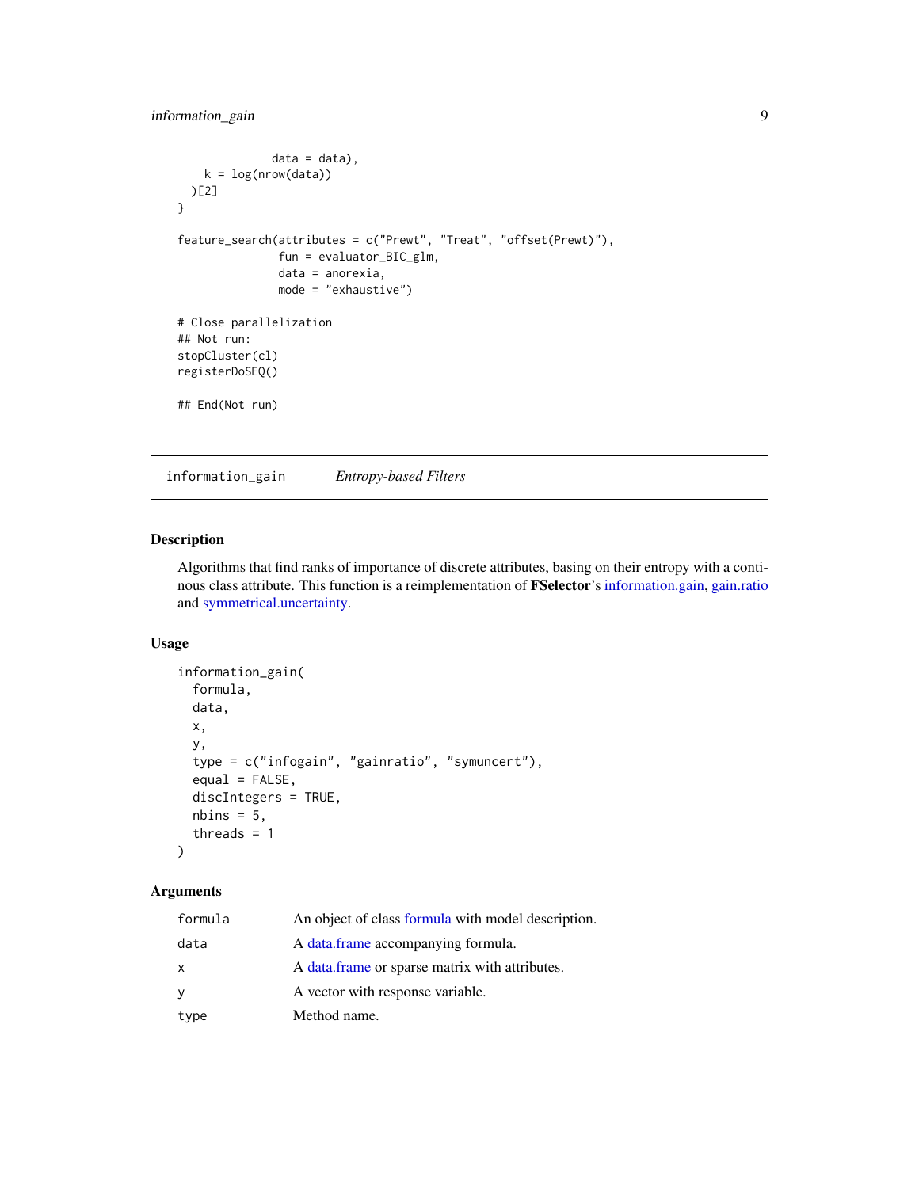```
                data = data),
      k = log(nrow(data))
    )[2]
  }

  feature_search(attributes = c("Prewt", "Treat", "offset(Prewt)"),
                 fun = evaluator_BIC_glm,
                 data = anorexia,
                 mode = "exhaustive")

  # Close parallelization
  ## Not run:
  stopCluster(cl)
  registerDoSEQ()

  ## End(Not run)
```

## information_gain *Entropy-based Filters*

### Description

Algorithms that find ranks of importance of discrete attributes, basing on their entropy with a continous class attribute. This function is a reimplementation of **FSelector**'s information.gain, gain.ratio and symmetrical.uncertainty.

### Usage

```
information_gain(
  formula,
  data,
  x,
  y,
  type = c("infogain", "gainratio", "symuncert"),
  equal = FALSE,
  discIntegers = TRUE,
  nbins = 5,
  threads = 1
)
```

### Arguments

| | |
|---|---|
| formula | An object of class formula with model description. |
| data | A data.frame accompanying formula. |
| x | A data.frame or sparse matrix with attributes. |
| y | A vector with response variable. |
| type | Method name. |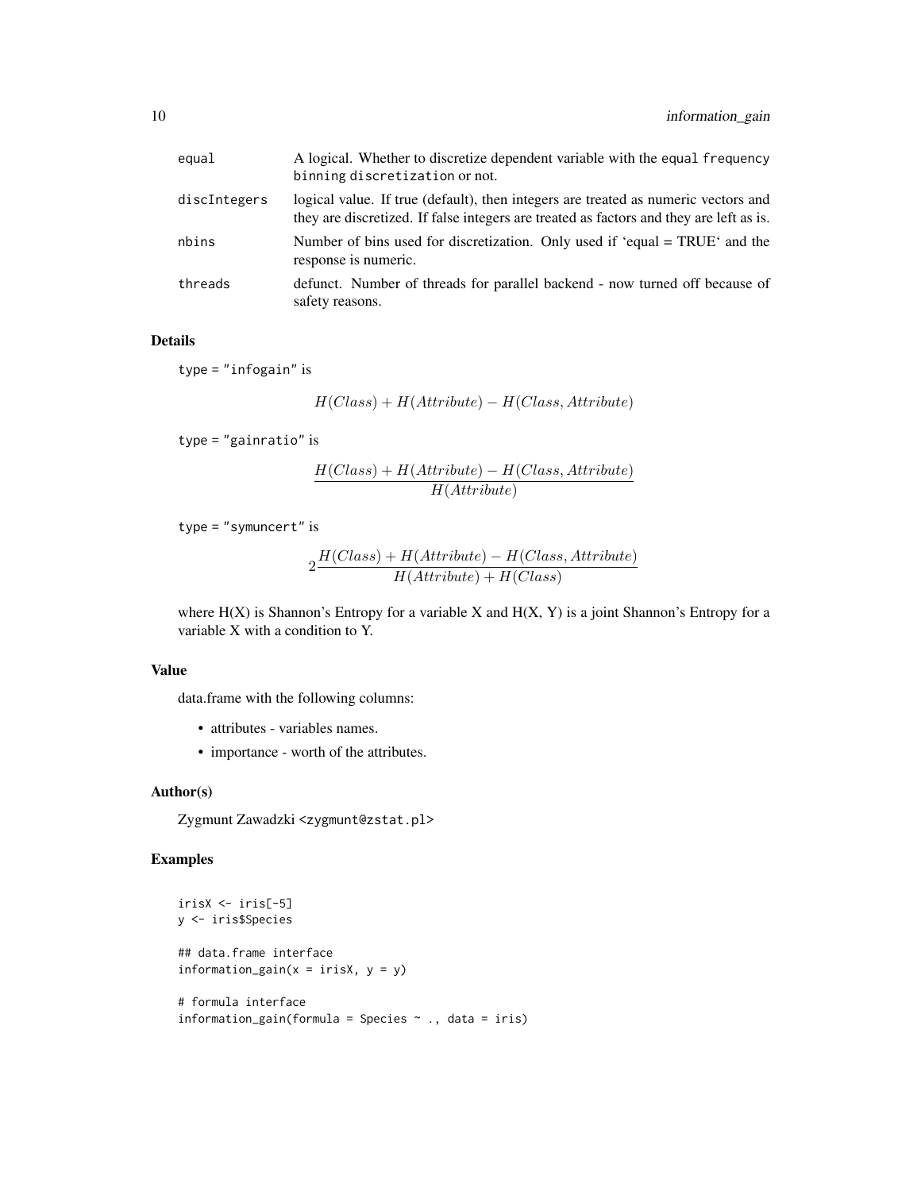| | |
|---|---|
| equal | A logical. Whether to discretize dependent variable with the equal frequency binning discretization or not. |
| discIntegers | logical value. If true (default), then integers are treated as numeric vectors and they are discretized. If false integers are treated as factors and they are left as is. |
| nbins | Number of bins used for discretization. Only used if 'equal = TRUE' and the response is numeric. |
| threads | defunct. Number of threads for parallel backend - now turned off because of safety reasons. |

## Details

type = "infogain" is

$$H(Class) + H(Attribute) - H(Class, Attribute)$$

type = "gainratio" is

$$\frac{H(Class) + H(Attribute) - H(Class, Attribute)}{H(Attribute)}$$

type = "symuncert" is

$$2\frac{H(Class) + H(Attribute) - H(Class, Attribute)}{H(Attribute) + H(Class)}$$

where H(X) is Shannon's Entropy for a variable X and H(X, Y) is a joint Shannon's Entropy for a variable X with a condition to Y.

## Value

data.frame with the following columns:

- attributes - variables names.
- importance - worth of the attributes.

## Author(s)

Zygmunt Zawadzki <zygmunt@zstat.pl>

## Examples

```
irisX <- iris[-5]
y <- iris$Species

## data.frame interface
information_gain(x = irisX, y = y)

# formula interface
information_gain(formula = Species ~ ., data = iris)
```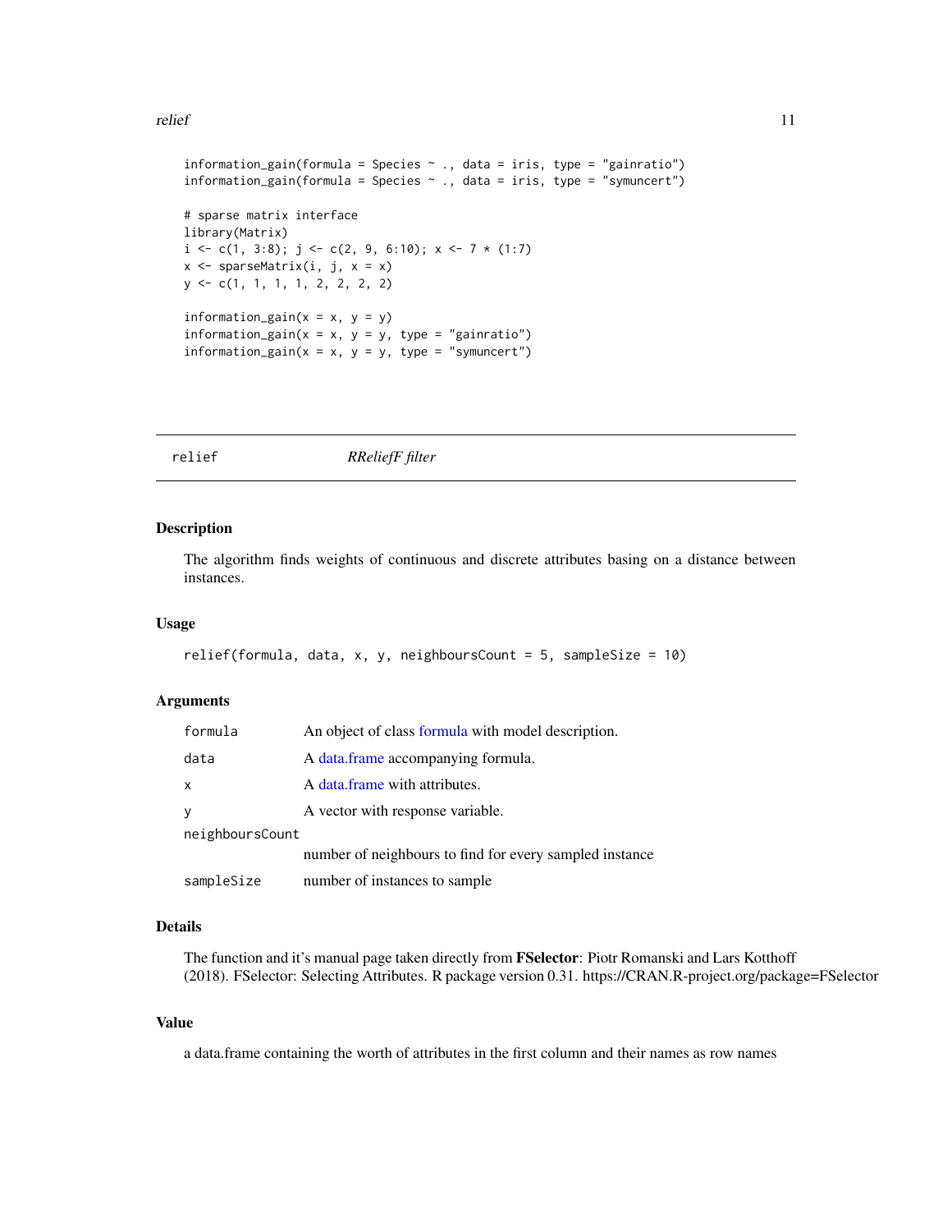```
information_gain(formula = Species ~ ., data = iris, type = "gainratio")
information_gain(formula = Species ~ ., data = iris, type = "symuncert")

# sparse matrix interface
library(Matrix)
i <- c(1, 3:8); j <- c(2, 9, 6:10); x <- 7 * (1:7)
x <- sparseMatrix(i, j, x = x)
y <- c(1, 1, 1, 1, 2, 2, 2, 2)

information_gain(x = x, y = y)
information_gain(x = x, y = y, type = "gainratio")
information_gain(x = x, y = y, type = "symuncert")
```

---

## relief — *RReliefF filter*

### Description

The algorithm finds weights of continuous and discrete attributes basing on a distance between instances.

### Usage

```
relief(formula, data, x, y, neighboursCount = 5, sampleSize = 10)
```

### Arguments

| | |
|---|---|
| `formula` | An object of class formula with model description. |
| `data` | A data.frame accompanying formula. |
| `x` | A data.frame with attributes. |
| `y` | A vector with response variable. |
| `neighboursCount` | number of neighbours to find for every sampled instance |
| `sampleSize` | number of instances to sample |

### Details

The function and it's manual page taken directly from **FSelector**: Piotr Romanski and Lars Kotthoff (2018). FSelector: Selecting Attributes. R package version 0.31. https://CRAN.R-project.org/package=FSelector

### Value

a data.frame containing the worth of attributes in the first column and their names as row names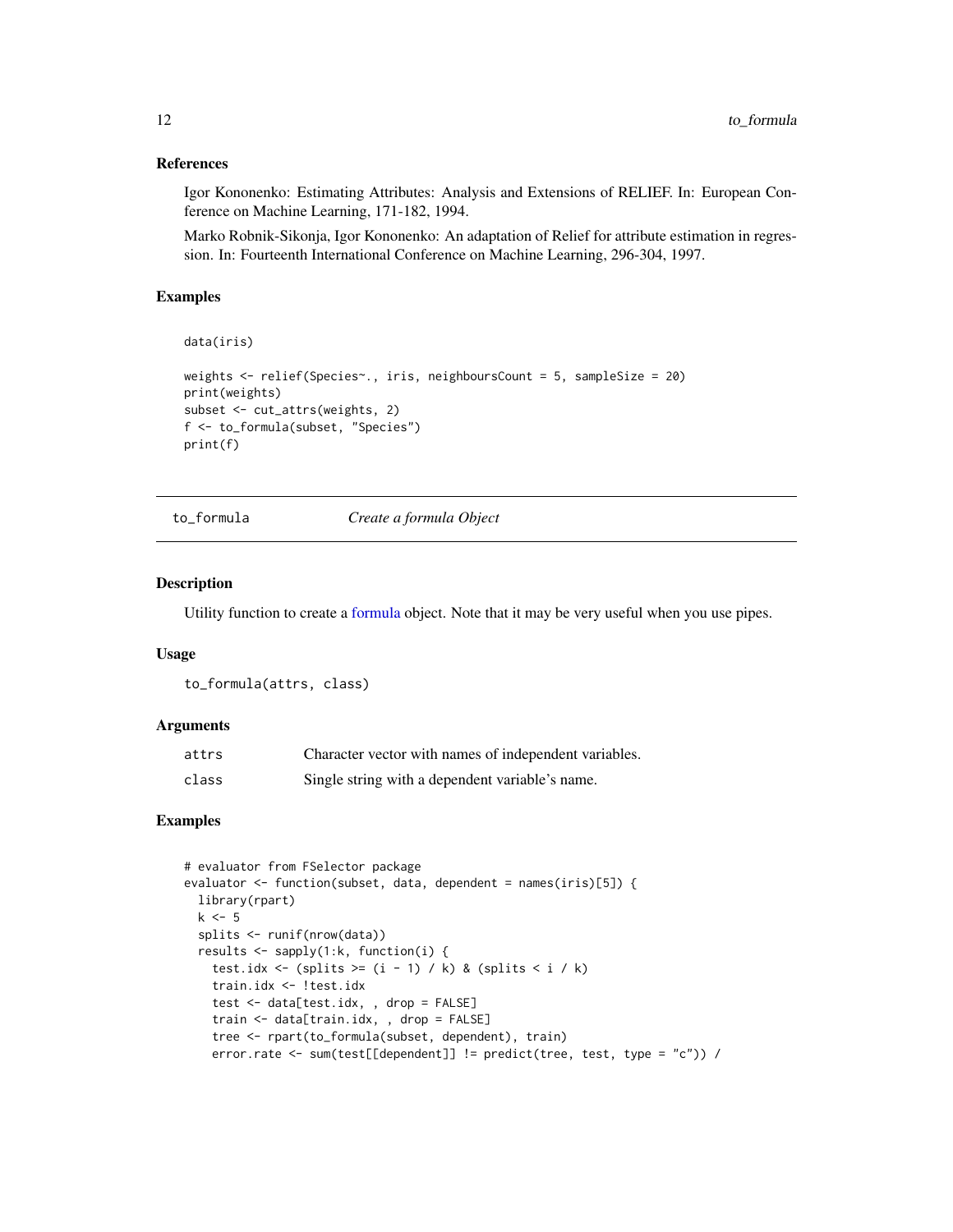### References

Igor Kononenko: Estimating Attributes: Analysis and Extensions of RELIEF. In: European Conference on Machine Learning, 171-182, 1994.

Marko Robnik-Sikonja, Igor Kononenko: An adaptation of Relief for attribute estimation in regression. In: Fourteenth International Conference on Machine Learning, 296-304, 1997.

### Examples

```
data(iris)

weights <- relief(Species~., iris, neighboursCount = 5, sampleSize = 20)
print(weights)
subset <- cut_attrs(weights, 2)
f <- to_formula(subset, "Species")
print(f)
```

---

## to_formula    *Create a formula Object*

### Description

Utility function to create a formula object. Note that it may be very useful when you use pipes.

### Usage

```
to_formula(attrs, class)
```

### Arguments

| | |
|---|---|
| attrs | Character vector with names of independent variables. |
| class | Single string with a dependent variable's name. |

### Examples

```
# evaluator from FSelector package
evaluator <- function(subset, data, dependent = names(iris)[5]) {
  library(rpart)
  k <- 5
  splits <- runif(nrow(data))
  results <- sapply(1:k, function(i) {
    test.idx <- (splits >= (i - 1) / k) & (splits < i / k)
    train.idx <- !test.idx
    test <- data[test.idx, , drop = FALSE]
    train <- data[train.idx, , drop = FALSE]
    tree <- rpart(to_formula(subset, dependent), train)
    error.rate <- sum(test[[dependent]] != predict(tree, test, type = "c")) /
```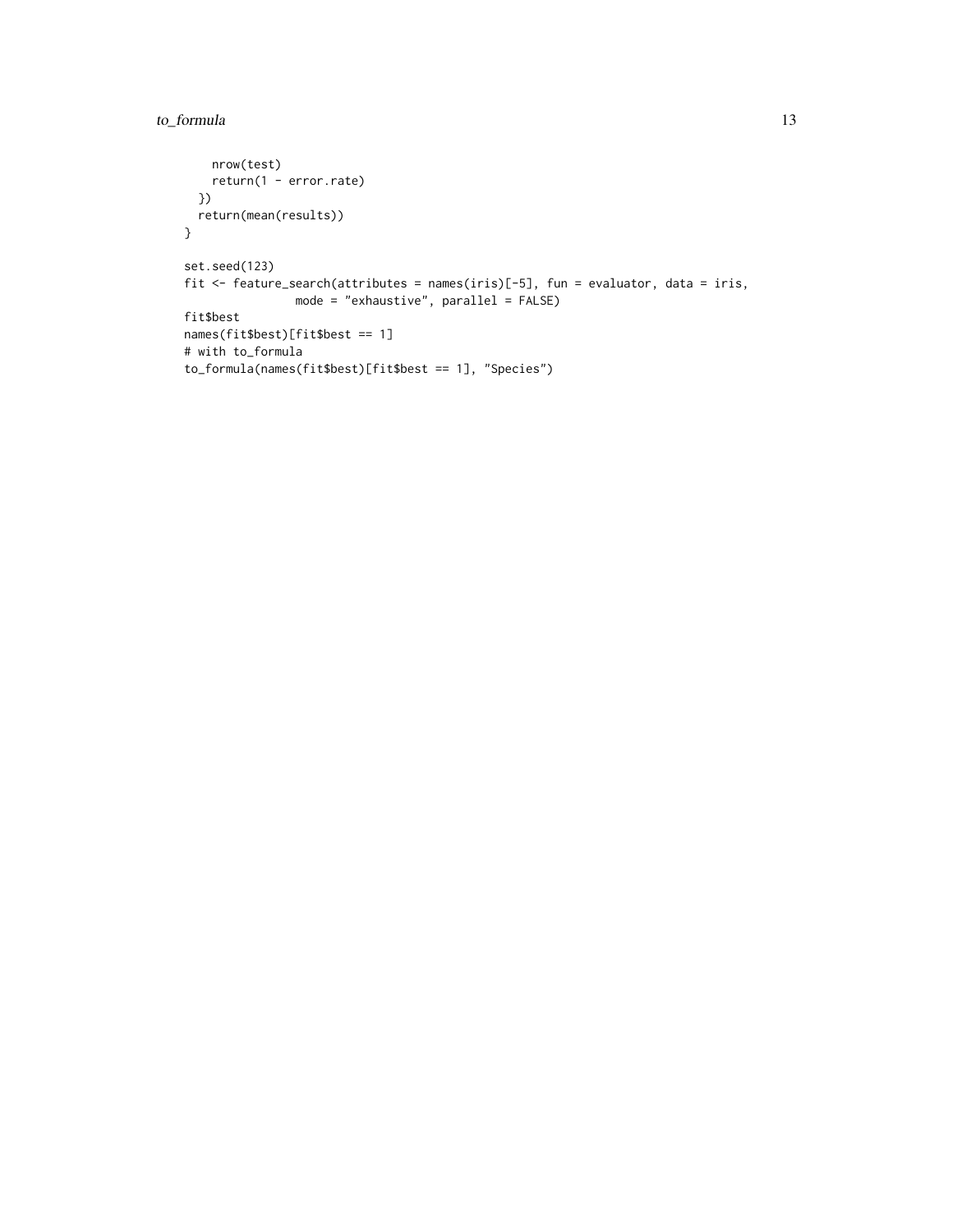```
    nrow(test)
    return(1 - error.rate)
  })
  return(mean(results))
}

set.seed(123)
fit <- feature_search(attributes = names(iris)[-5], fun = evaluator, data = iris,
                mode = "exhaustive", parallel = FALSE)
fit$best
names(fit$best)[fit$best == 1]
# with to_formula
to_formula(names(fit$best)[fit$best == 1], "Species")
```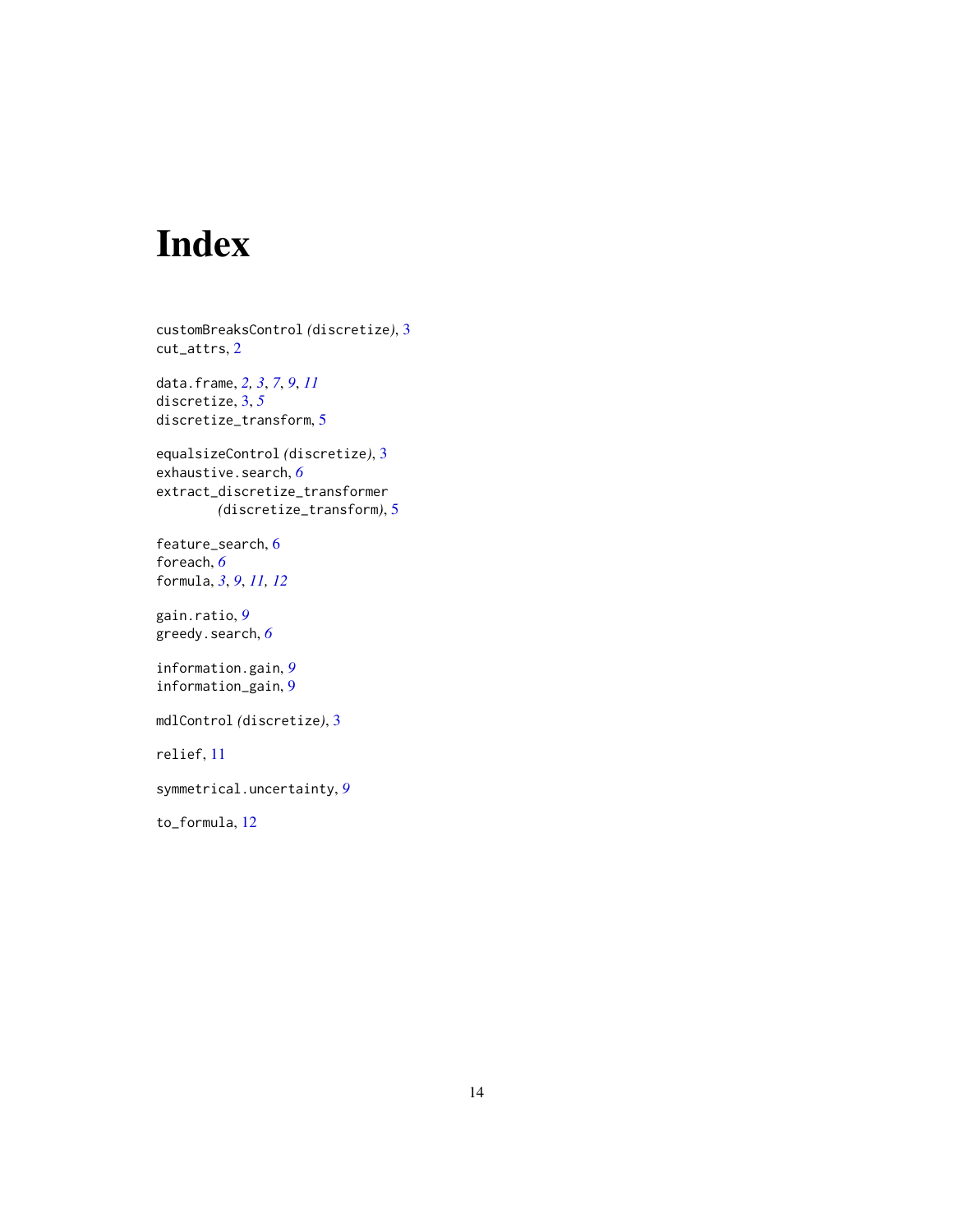# Index

customBreaksControl *(*discretize*)*, 3
cut_attrs, 2

data.frame, *2, 3*, *7*, *9*, *11*
discretize, 3, *5*
discretize_transform, 5

equalsizeControl *(*discretize*)*, 3
exhaustive.search, *6*
extract_discretize_transformer *(*discretize_transform*)*, 5

feature_search, 6
foreach, *6*
formula, *3*, *9*, *11, 12*

gain.ratio, *9*
greedy.search, *6*

information.gain, *9*
information_gain, 9

mdlControl *(*discretize*)*, 3

relief, 11

symmetrical.uncertainty, *9*

to_formula, 12